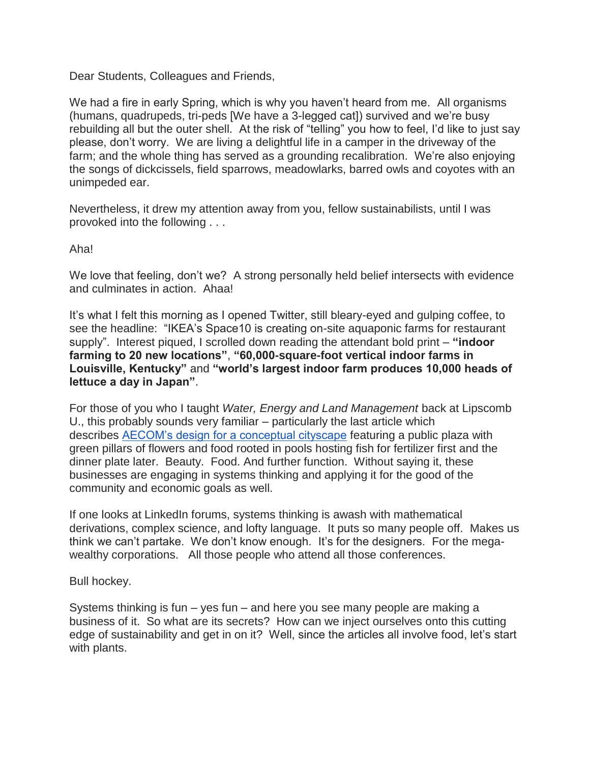Dear Students, Colleagues and Friends,

We had a fire in early Spring, which is why you haven't heard from me. All organisms (humans, quadrupeds, tri-peds [We have a 3-legged cat]) survived and we're busy rebuilding all but the outer shell. At the risk of "telling" you how to feel, I'd like to just say please, don't worry. We are living a delightful life in a camper in the driveway of the farm; and the whole thing has served as a grounding recalibration. We're also enjoying the songs of dickcissels, field sparrows, meadowlarks, barred owls and coyotes with an unimpeded ear.

Nevertheless, it drew my attention away from you, fellow sustainabilists, until I was provoked into the following . . .

Aha!

We love that feeling, don't we? A strong personally held belief intersects with evidence and culminates in action. Ahaa!

It's what I felt this morning as I opened Twitter, still bleary-eyed and gulping coffee, to see the headline: "IKEA's Space10 is creating on-site aquaponic farms for restaurant supply". Interest piqued, I scrolled down reading the attendant bold print – **"indoor farming to 20 new locations"**, **"60,000-square-foot vertical indoor farms in Louisville, Kentucky"** and **"world's largest indoor farm produces 10,000 heads of lettuce a day in Japan"**.

For those of you who I taught *Water, Energy and Land Management* back at Lipscomb U., this probably sounds very familiar – particularly the last article which describes AECOM's design for a conceptual cityscape featuring a public plaza with green pillars of flowers and food rooted in pools hosting fish for fertilizer first and the dinner plate later. Beauty. Food. And further function. Without saying it, these businesses are engaging in systems thinking and applying it for the good of the community and economic goals as well.

If one looks at LinkedIn forums, systems thinking is awash with mathematical derivations, complex science, and lofty language. It puts so many people off. Makes us think we can't partake. We don't know enough. It's for the designers. For the mega-wealthy corporations. All those people who attend all those conferences.

Bull hockey.

Systems thinking is fun – yes fun – and here you see many people are making a business of it. So what are its secrets? How can we inject ourselves onto this cutting edge of sustainability and get in on it? Well, since the articles all involve food, let's start with plants.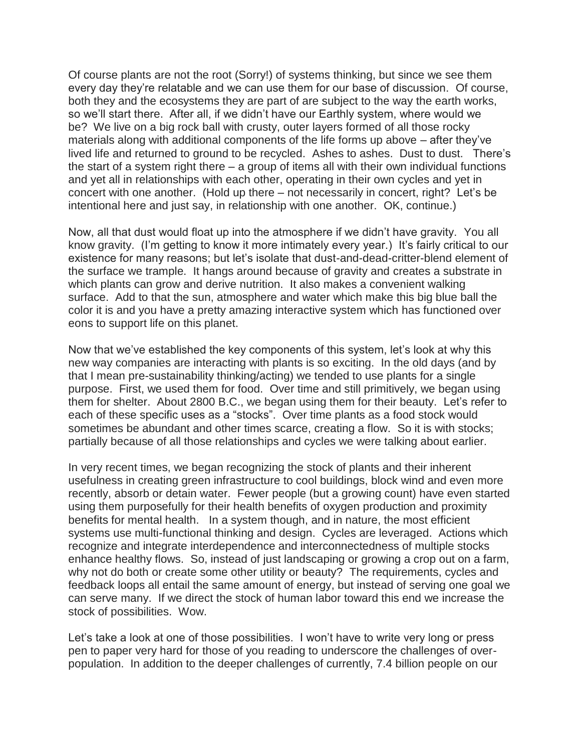Of course plants are not the root (Sorry!) of systems thinking, but since we see them every day they're relatable and we can use them for our base of discussion. Of course, both they and the ecosystems they are part of are subject to the way the earth works, so we'll start there. After all, if we didn't have our Earthly system, where would we be? We live on a big rock ball with crusty, outer layers formed of all those rocky materials along with additional components of the life forms up above – after they've lived life and returned to ground to be recycled. Ashes to ashes. Dust to dust. There's the start of a system right there – a group of items all with their own individual functions and yet all in relationships with each other, operating in their own cycles and yet in concert with one another. (Hold up there – not necessarily in concert, right? Let's be intentional here and just say, in relationship with one another. OK, continue.)

Now, all that dust would float up into the atmosphere if we didn't have gravity. You all know gravity. (I'm getting to know it more intimately every year.) It's fairly critical to our existence for many reasons; but let's isolate that dust-and-dead-critter-blend element of the surface we trample. It hangs around because of gravity and creates a substrate in which plants can grow and derive nutrition. It also makes a convenient walking surface. Add to that the sun, atmosphere and water which make this big blue ball the color it is and you have a pretty amazing interactive system which has functioned over eons to support life on this planet.

Now that we've established the key components of this system, let's look at why this new way companies are interacting with plants is so exciting. In the old days (and by that I mean pre-sustainability thinking/acting) we tended to use plants for a single purpose. First, we used them for food. Over time and still primitively, we began using them for shelter. About 2800 B.C., we began using them for their beauty. Let's refer to each of these specific uses as a "stocks". Over time plants as a food stock would sometimes be abundant and other times scarce, creating a flow. So it is with stocks; partially because of all those relationships and cycles we were talking about earlier.

In very recent times, we began recognizing the stock of plants and their inherent usefulness in creating green infrastructure to cool buildings, block wind and even more recently, absorb or detain water. Fewer people (but a growing count) have even started using them purposefully for their health benefits of oxygen production and proximity benefits for mental health. In a system though, and in nature, the most efficient systems use multi-functional thinking and design. Cycles are leveraged. Actions which recognize and integrate interdependence and interconnectedness of multiple stocks enhance healthy flows. So, instead of just landscaping or growing a crop out on a farm, why not do both or create some other utility or beauty? The requirements, cycles and feedback loops all entail the same amount of energy, but instead of serving one goal we can serve many. If we direct the stock of human labor toward this end we increase the stock of possibilities. Wow.

Let's take a look at one of those possibilities. I won't have to write very long or press pen to paper very hard for those of you reading to underscore the challenges of over-population. In addition to the deeper challenges of currently, 7.4 billion people on our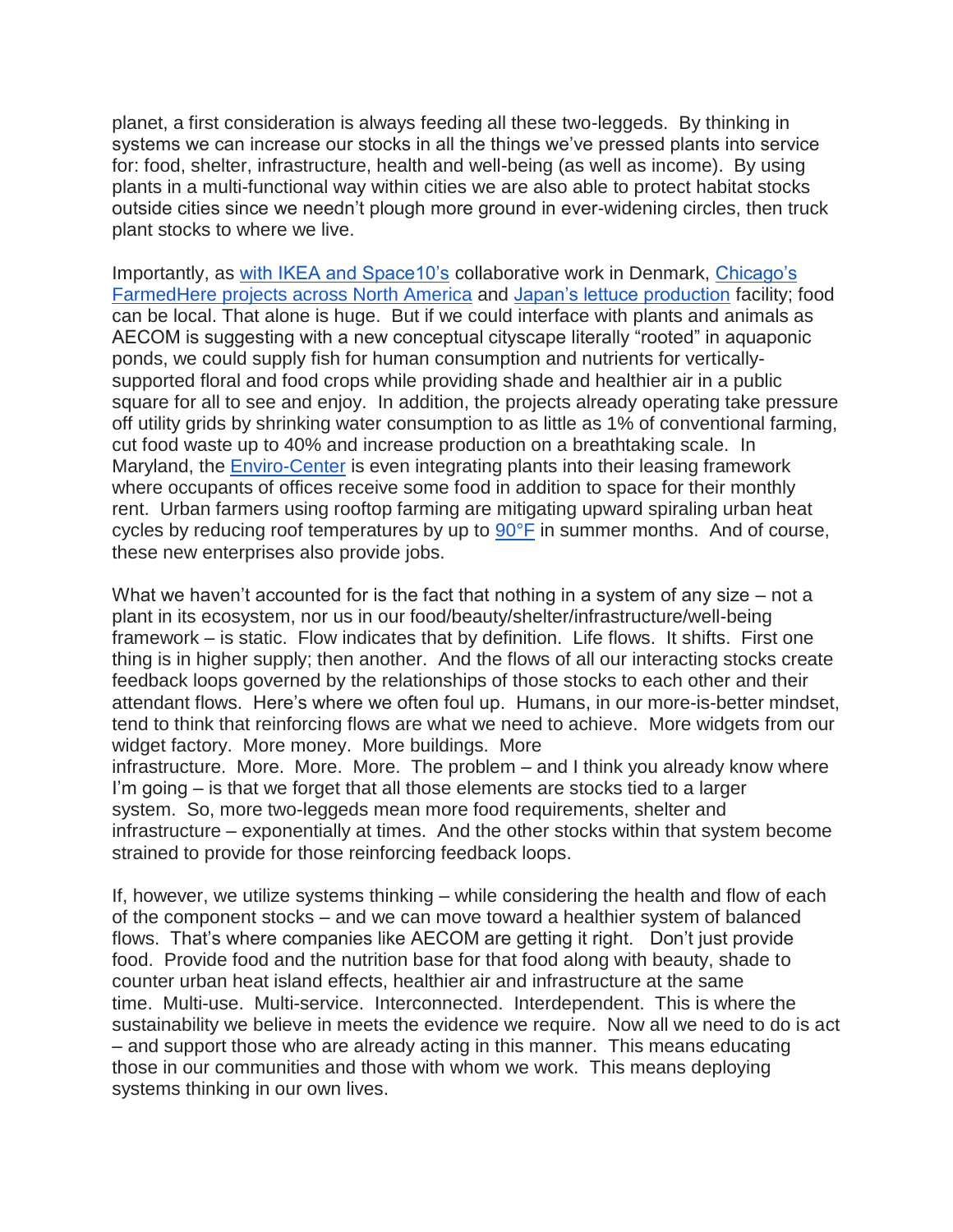planet, a first consideration is always feeding all these two-leggeds. By thinking in systems we can increase our stocks in all the things we've pressed plants into service for: food, shelter, infrastructure, health and well-being (as well as income). By using plants in a multi-functional way within cities we are also able to protect habitat stocks outside cities since we needn't plough more ground in ever-widening circles, then truck plant stocks to where we live.

Importantly, as with IKEA and Space10's collaborative work in Denmark, Chicago's FarmedHere projects across North America and Japan's lettuce production facility; food can be local. That alone is huge. But if we could interface with plants and animals as AECOM is suggesting with a new conceptual cityscape literally "rooted" in aquaponic ponds, we could supply fish for human consumption and nutrients for vertically-supported floral and food crops while providing shade and healthier air in a public square for all to see and enjoy. In addition, the projects already operating take pressure off utility grids by shrinking water consumption to as little as 1% of conventional farming, cut food waste up to 40% and increase production on a breathtaking scale. In Maryland, the Enviro-Center is even integrating plants into their leasing framework where occupants of offices receive some food in addition to space for their monthly rent. Urban farmers using rooftop farming are mitigating upward spiraling urban heat cycles by reducing roof temperatures by up to 90°F in summer months. And of course, these new enterprises also provide jobs.

What we haven't accounted for is the fact that nothing in a system of any size – not a plant in its ecosystem, nor us in our food/beauty/shelter/infrastructure/well-being framework – is static. Flow indicates that by definition. Life flows. It shifts. First one thing is in higher supply; then another. And the flows of all our interacting stocks create feedback loops governed by the relationships of those stocks to each other and their attendant flows. Here's where we often foul up. Humans, in our more-is-better mindset, tend to think that reinforcing flows are what we need to achieve. More widgets from our widget factory. More money. More buildings. More infrastructure. More. More. More. The problem – and I think you already know where I'm going – is that we forget that all those elements are stocks tied to a larger system. So, more two-leggeds mean more food requirements, shelter and infrastructure – exponentially at times. And the other stocks within that system become strained to provide for those reinforcing feedback loops.

If, however, we utilize systems thinking – while considering the health and flow of each of the component stocks – and we can move toward a healthier system of balanced flows. That's where companies like AECOM are getting it right. Don't just provide food. Provide food and the nutrition base for that food along with beauty, shade to counter urban heat island effects, healthier air and infrastructure at the same time. Multi-use. Multi-service. Interconnected. Interdependent. This is where the sustainability we believe in meets the evidence we require. Now all we need to do is act – and support those who are already acting in this manner. This means educating those in our communities and those with whom we work. This means deploying systems thinking in our own lives.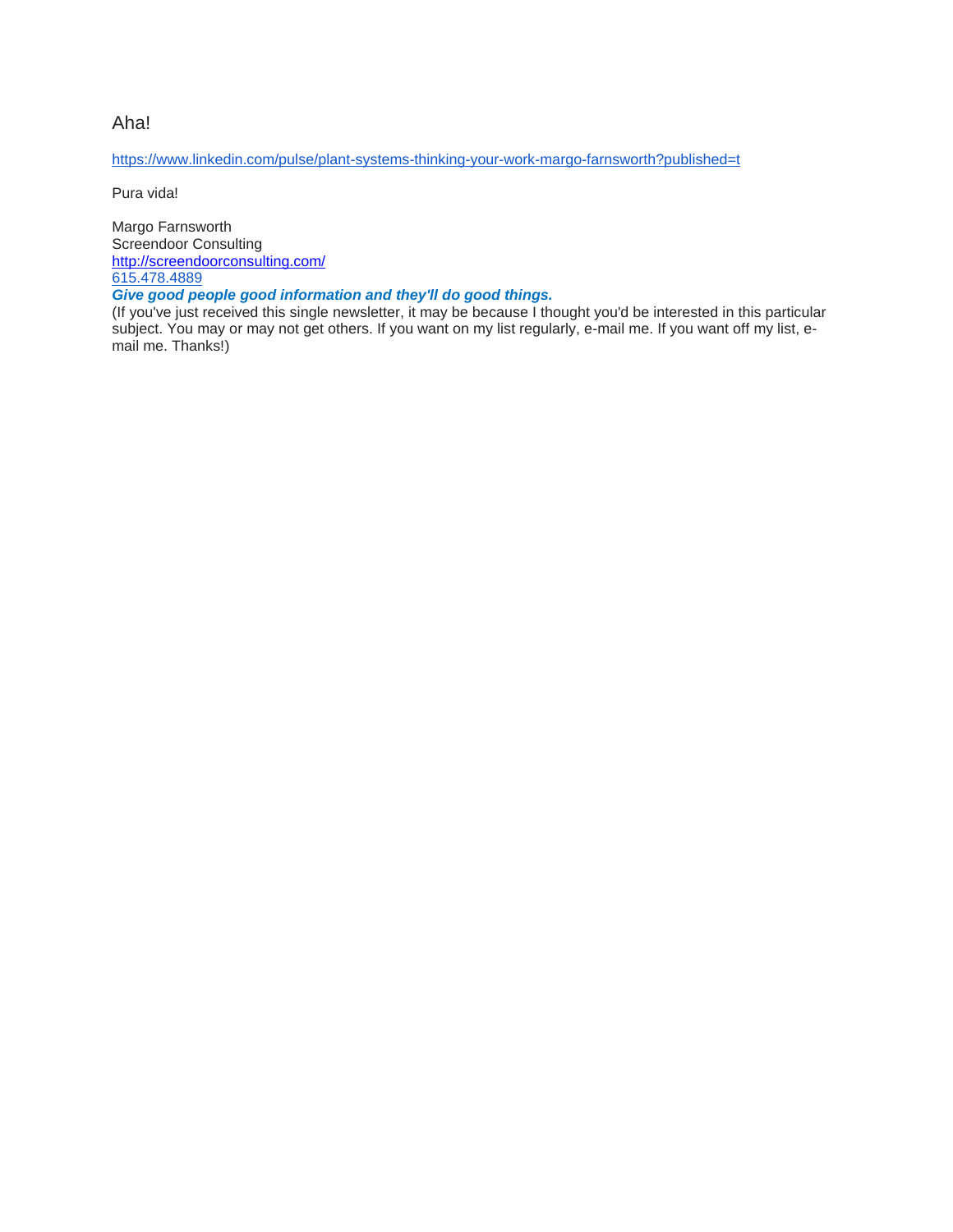Aha!

https://www.linkedin.com/pulse/plant-systems-thinking-your-work-margo-farnsworth?published=t

Pura vida!

Margo Farnsworth
Screendoor Consulting
http://screendoorconsulting.com/
615.478.4889
***Give good people good information and they'll do good things.***
(If you've just received this single newsletter, it may be because I thought you'd be interested in this particular subject. You may or may not get others. If you want on my list regularly, e-mail me. If you want off my list, e-mail me. Thanks!)